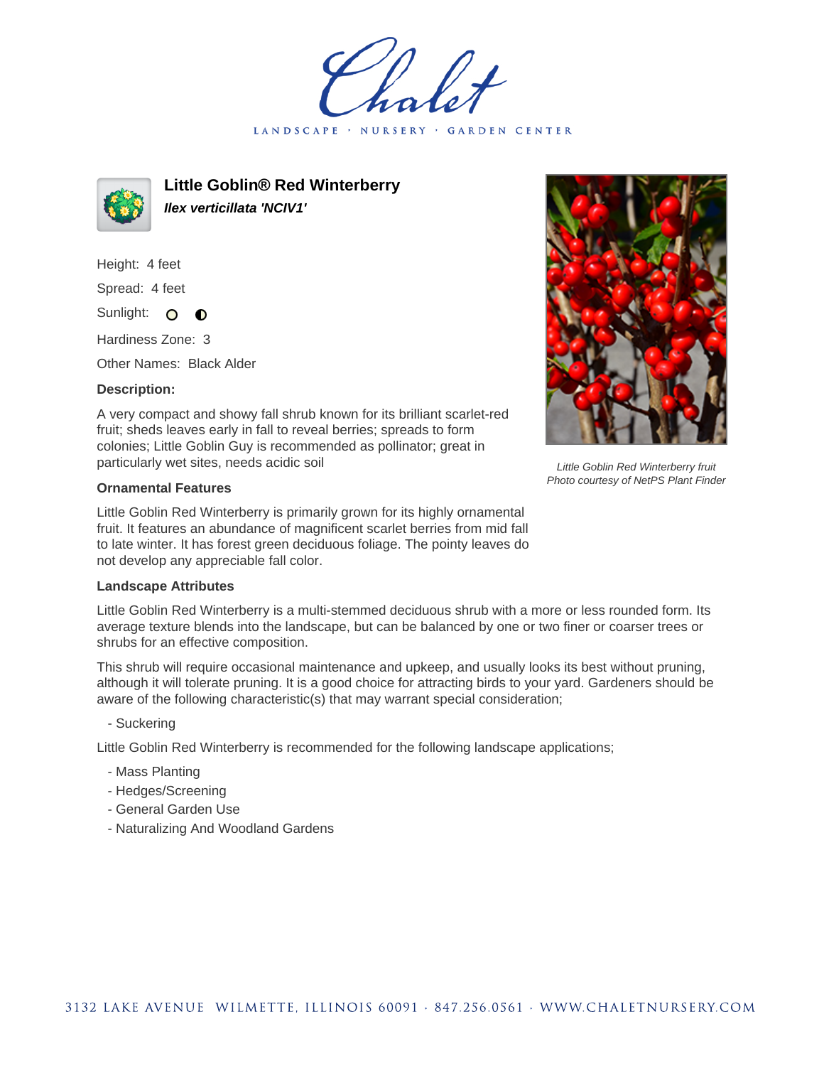# Chalet

LANDSCAPE · NURSERY · GARDEN CENTER

## Little Goblin® Red Winterberry

***Ilex verticillata 'NCIV1'***

Height: 4 feet

Spread: 4 feet

Sunlight:

Hardiness Zone: 3

Other Names: Black Alder

**Description:**

A very compact and showy fall shrub known for its brilliant scarlet-red fruit; sheds leaves early in fall to reveal berries; spreads to form colonies; Little Goblin Guy is recommended as pollinator; great in particularly wet sites, needs acidic soil

*Little Goblin Red Winterberry fruit*
*Photo courtesy of NetPS Plant Finder*

### Ornamental Features

Little Goblin Red Winterberry is primarily grown for its highly ornamental fruit. It features an abundance of magnificent scarlet berries from mid fall to late winter. It has forest green deciduous foliage. The pointy leaves do not develop any appreciable fall color.

### Landscape Attributes

Little Goblin Red Winterberry is a multi-stemmed deciduous shrub with a more or less rounded form. Its average texture blends into the landscape, but can be balanced by one or two finer or coarser trees or shrubs for an effective composition.

This shrub will require occasional maintenance and upkeep, and usually looks its best without pruning, although it will tolerate pruning. It is a good choice for attracting birds to your yard. Gardeners should be aware of the following characteristic(s) that may warrant special consideration;

- Suckering

Little Goblin Red Winterberry is recommended for the following landscape applications;

- Mass Planting
- Hedges/Screening
- General Garden Use
- Naturalizing And Woodland Gardens

3132 LAKE AVENUE WILMETTE, ILLINOIS 60091 · 847.256.0561 · WWW.CHALETNURSERY.COM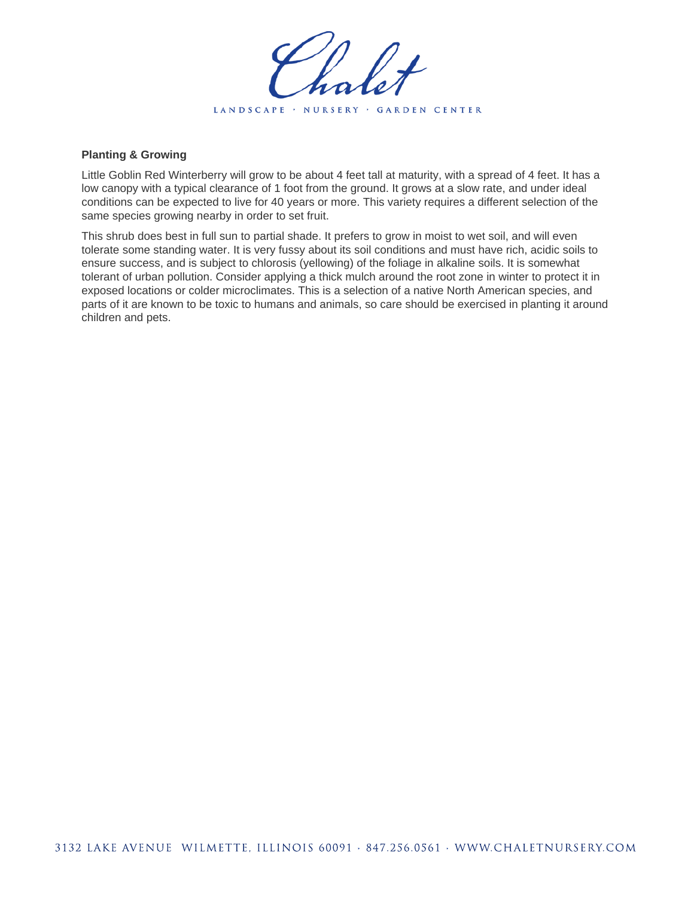**Planting & Growing**

Little Goblin Red Winterberry will grow to be about 4 feet tall at maturity, with a spread of 4 feet. It has a low canopy with a typical clearance of 1 foot from the ground. It grows at a slow rate, and under ideal conditions can be expected to live for 40 years or more. This variety requires a different selection of the same species growing nearby in order to set fruit.

This shrub does best in full sun to partial shade. It prefers to grow in moist to wet soil, and will even tolerate some standing water. It is very fussy about its soil conditions and must have rich, acidic soils to ensure success, and is subject to chlorosis (yellowing) of the foliage in alkaline soils. It is somewhat tolerant of urban pollution. Consider applying a thick mulch around the root zone in winter to protect it in exposed locations or colder microclimates. This is a selection of a native North American species, and parts of it are known to be toxic to humans and animals, so care should be exercised in planting it around children and pets.